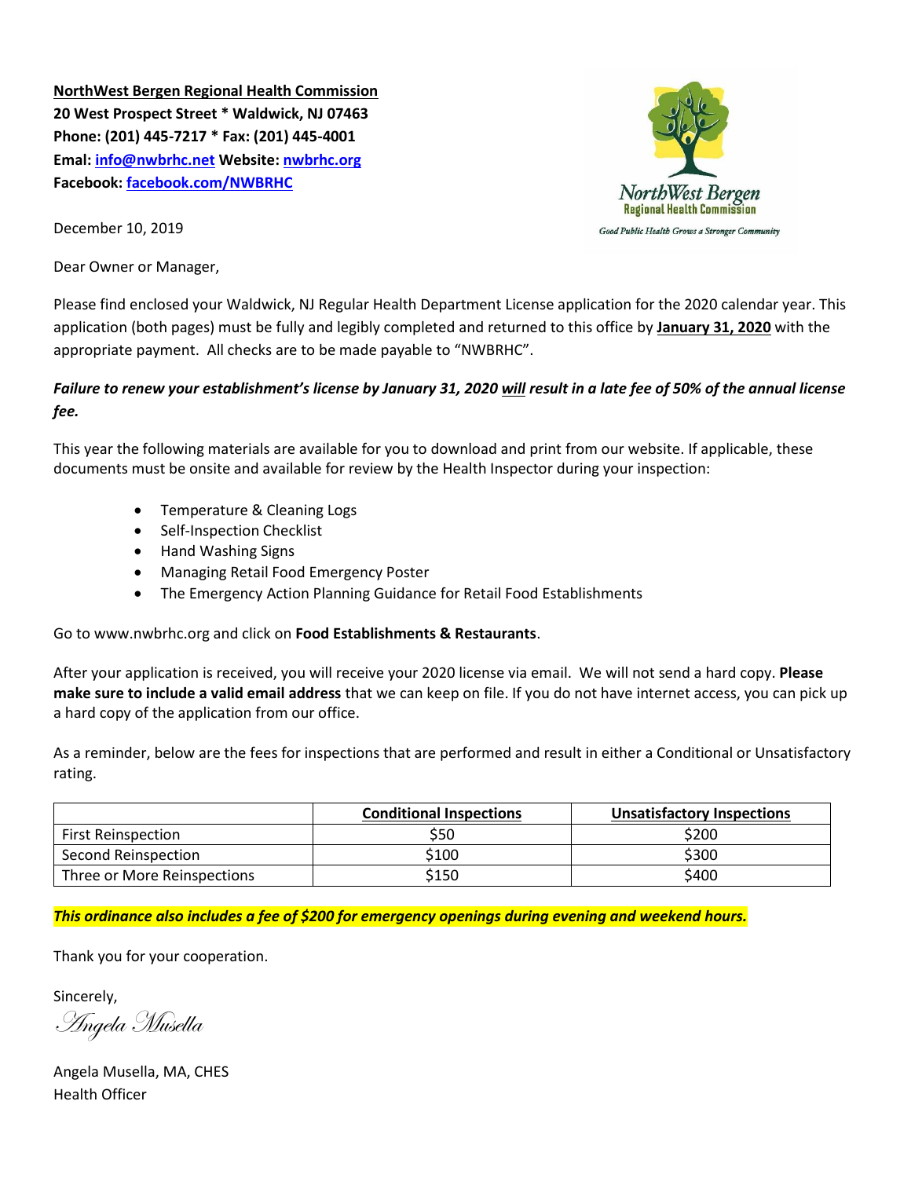**NorthWest Bergen Regional Health Commission**
**20 West Prospect Street * Waldwick, NJ 07463**
**Phone: (201) 445-7217 * Fax: (201) 445-4001**
**Emal: info@nwbrhc.net Website: nwbrhc.org**
**Facebook: facebook.com/NWBRHC**

NorthWest Bergen
Regional Health Commission
*Good Public Health Grows a Stronger Community*

December 10, 2019

Dear Owner or Manager,

Please find enclosed your Waldwick, NJ Regular Health Department License application for the 2020 calendar year. This application (both pages) must be fully and legibly completed and returned to this office by **January 31, 2020** with the appropriate payment. All checks are to be made payable to "NWBRHC".

***Failure to renew your establishment's license by January 31, 2020 will result in a late fee of 50% of the annual license fee.***

This year the following materials are available for you to download and print from our website. If applicable, these documents must be onsite and available for review by the Health Inspector during your inspection:

- Temperature & Cleaning Logs
- Self-Inspection Checklist
- Hand Washing Signs
- Managing Retail Food Emergency Poster
- The Emergency Action Planning Guidance for Retail Food Establishments

Go to www.nwbrhc.org and click on **Food Establishments & Restaurants**.

After your application is received, you will receive your 2020 license via email. We will not send a hard copy. **Please make sure to include a valid email address** that we can keep on file. If you do not have internet access, you can pick up a hard copy of the application from our office.

As a reminder, below are the fees for inspections that are performed and result in either a Conditional or Unsatisfactory rating.

| | Conditional Inspections | Unsatisfactory Inspections |
|---|---|---|
| First Reinspection | $50 | $200 |
| Second Reinspection | $100 | $300 |
| Three or More Reinspections | $150 | $400 |

***This ordinance also includes a fee of $200 for emergency openings during evening and weekend hours.***

Thank you for your cooperation.

Sincerely,
*Angela Musella*

Angela Musella, MA, CHES
Health Officer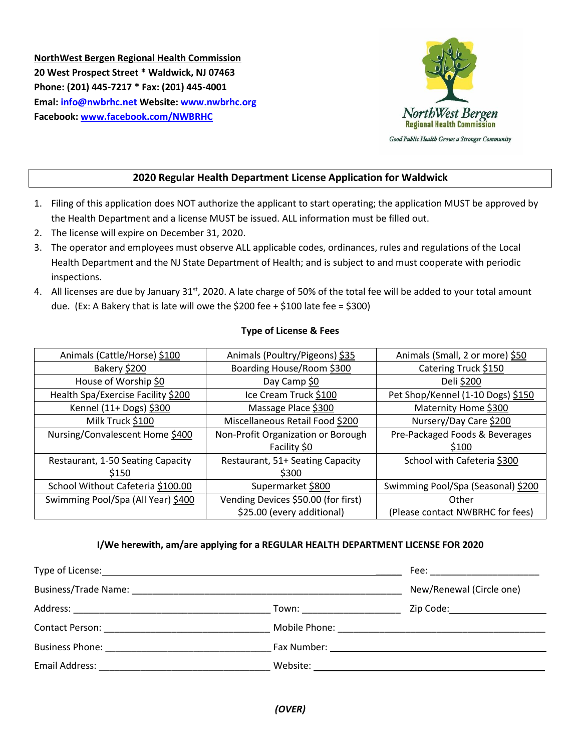**NorthWest Bergen Regional Health Commission**
**20 West Prospect Street * Waldwick, NJ 07463**
**Phone: (201) 445-7217 * Fax: (201) 445-4001**
**Email: info@nwbrhc.net Website: www.nwbrhc.org**
**Facebook: www.facebook.com/NWBRHC**

NorthWest Bergen
Regional Health Commission
*Good Public Health Grows a Stronger Community*

## 2020 Regular Health Department License Application for Waldwick

1. Filing of this application does NOT authorize the applicant to start operating; the application MUST be approved by the Health Department and a license MUST be issued. ALL information must be filled out.
2. The license will expire on December 31, 2020.
3. The operator and employees must observe ALL applicable codes, ordinances, rules and regulations of the Local Health Department and the NJ State Department of Health; and is subject to and must cooperate with periodic inspections.
4. All licenses are due by January 31st, 2020. A late charge of 50% of the total fee will be added to your total amount due. (Ex: A Bakery that is late will owe the $200 fee + $100 late fee = $300)

### Type of License & Fees

| | | |
|---|---|---|
| Animals (Cattle/Horse) $100 | Animals (Poultry/Pigeons) $35 | Animals (Small, 2 or more) $50 |
| Bakery $200 | Boarding House/Room $300 | Catering Truck $150 |
| House of Worship $0 | Day Camp $0 | Deli $200 |
| Health Spa/Exercise Facility $200 | Ice Cream Truck $100 | Pet Shop/Kennel (1-10 Dogs) $150 |
| Kennel (11+ Dogs) $300 | Massage Place $300 | Maternity Home $300 |
| Milk Truck $100 | Miscellaneous Retail Food $200 | Nursery/Day Care $200 |
| Nursing/Convalescent Home $400 | Non-Profit Organization or Borough Facility $0 | Pre-Packaged Foods & Beverages $100 |
| Restaurant, 1-50 Seating Capacity $150 | Restaurant, 51+ Seating Capacity $300 | School with Cafeteria $300 |
| School Without Cafeteria $100.00 | Supermarket $800 | Swimming Pool/Spa (Seasonal) $200 |
| Swimming Pool/Spa (All Year) $400 | Vending Devices $50.00 (for first) $25.00 (every additional) | Other (Please contact NWBRHC for fees) |

**I/We herewith, am/are applying for a REGULAR HEALTH DEPARTMENT LICENSE FOR 2020**

Type of License: ______________________________ Fee: ____________

Business/Trade Name: ______________________________ New/Renewal (Circle one)

Address: ______________________ Town: ____________ Zip Code: ____________

Contact Person: ______________________ Mobile Phone: ______________________

Business Phone: ______________________ Fax Number: ______________________

Email Address: ______________________ Website: ______________________

*(OVER)*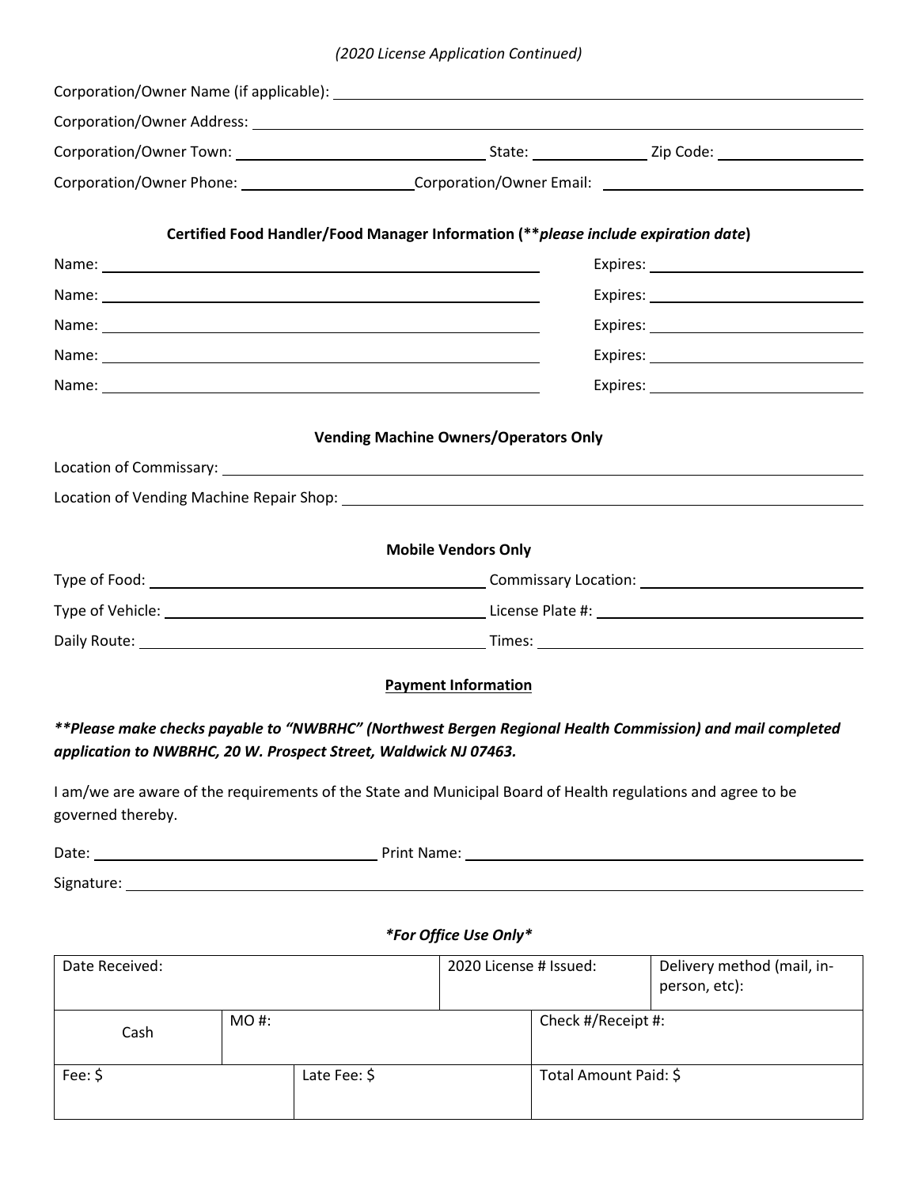*(2020 License Application Continued)*

Corporation/Owner Name (if applicable): ____________________

Corporation/Owner Address: ____________________

Corporation/Owner Town: ____________________ State: ____________ Zip Code: ____________

Corporation/Owner Phone: ____________________ Corporation/Owner Email: ____________________

**Certified Food Handler/Food Manager Information (***\*\*please include expiration date***)**

Name: ____________________ Expires: ____________

Name: ____________________ Expires: ____________

Name: ____________________ Expires: ____________

Name: ____________________ Expires: ____________

Name: ____________________ Expires: ____________

**Vending Machine Owners/Operators Only**

Location of Commissary: ____________________

Location of Vending Machine Repair Shop: ____________________

**Mobile Vendors Only**

Type of Food: ____________________ Commissary Location: ____________________

Type of Vehicle: ____________________ License Plate #: ____________________

Daily Route: ____________________ Times: ____________________

**Payment Information**

***\*\*Please make checks payable to "NWBRHC" (Northwest Bergen Regional Health Commission) and mail completed application to NWBRHC, 20 W. Prospect Street, Waldwick NJ 07463.***

I am/we are aware of the requirements of the State and Municipal Board of Health regulations and agree to be governed thereby.

Date: ____________________ Print Name: ____________________

Signature: ____________________

***\*For Office Use Only\****

| | | | |
|---|---|---|---|
| Date Received: | | 2020 License # Issued: | Delivery method (mail, in-person, etc): |
| Cash | MO #: | Check #/Receipt #: | |
| Fee: $ | Late Fee: $ | Total Amount Paid: $ | |